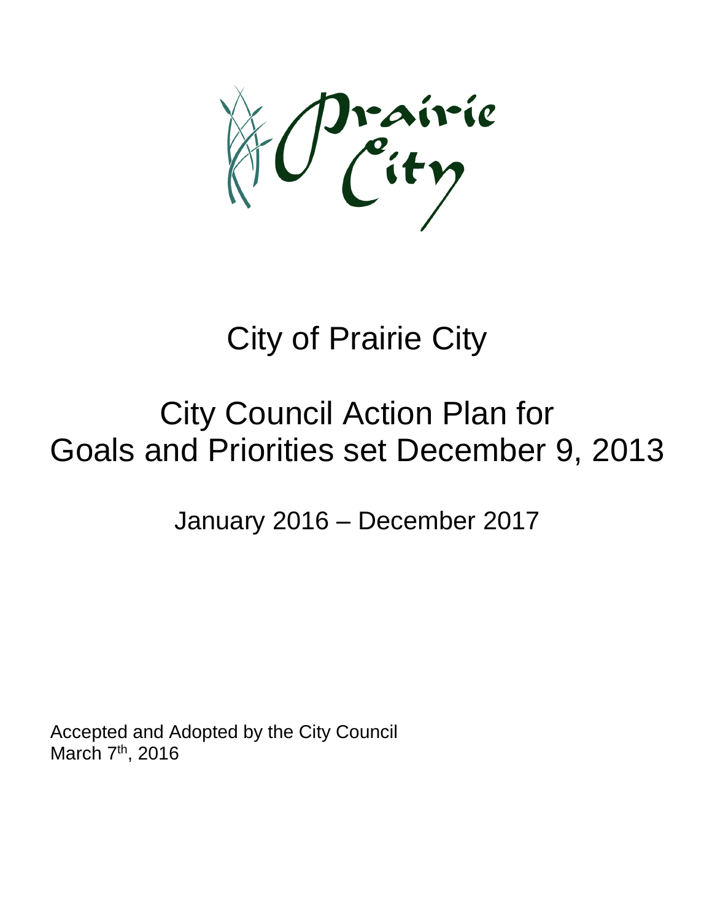Prairie City

# City of Prairie City

# City Council Action Plan for Goals and Priorities set December 9, 2013

## January 2016 – December 2017

Accepted and Adopted by the City Council
March 7th, 2016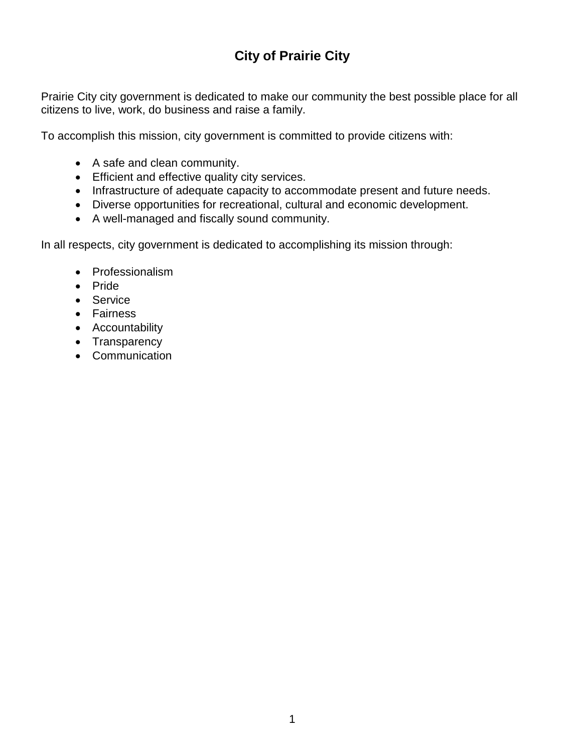# City of Prairie City

Prairie City city government is dedicated to make our community the best possible place for all citizens to live, work, do business and raise a family.

To accomplish this mission, city government is committed to provide citizens with:

- A safe and clean community.
- Efficient and effective quality city services.
- Infrastructure of adequate capacity to accommodate present and future needs.
- Diverse opportunities for recreational, cultural and economic development.
- A well-managed and fiscally sound community.

In all respects, city government is dedicated to accomplishing its mission through:

- Professionalism
- Pride
- Service
- Fairness
- Accountability
- Transparency
- Communication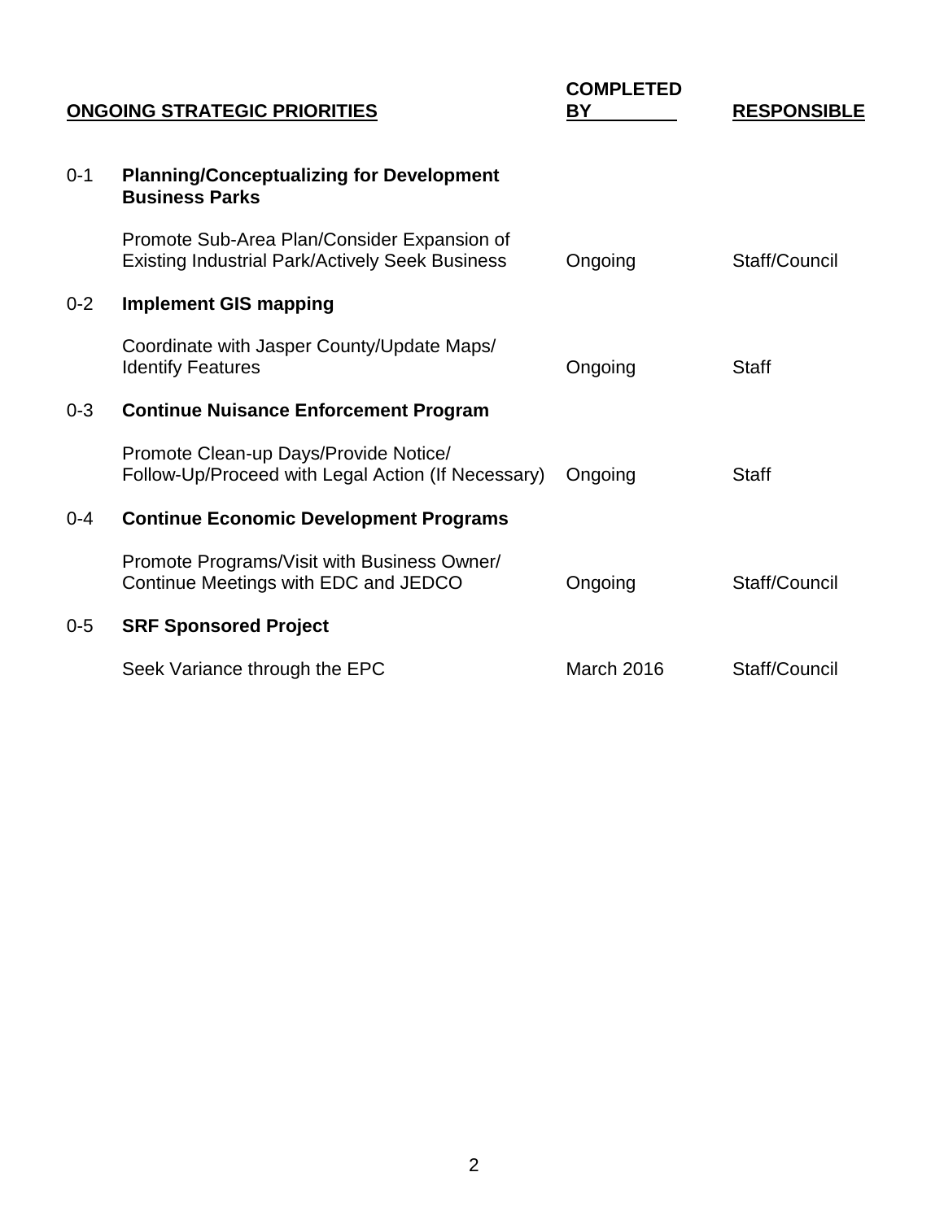| ONGOING STRATEGIC PRIORITIES | | COMPLETED BY | RESPONSIBLE |
|---|---|---|---|
| 0-1 | **Planning/Conceptualizing for Development Business Parks** | | |
| | Promote Sub-Area Plan/Consider Expansion of Existing Industrial Park/Actively Seek Business | Ongoing | Staff/Council |
| 0-2 | **Implement GIS mapping** | | |
| | Coordinate with Jasper County/Update Maps/ Identify Features | Ongoing | Staff |
| 0-3 | **Continue Nuisance Enforcement Program** | | |
| | Promote Clean-up Days/Provide Notice/ Follow-Up/Proceed with Legal Action (If Necessary) | Ongoing | Staff |
| 0-4 | **Continue Economic Development Programs** | | |
| | Promote Programs/Visit with Business Owner/ Continue Meetings with EDC and JEDCO | Ongoing | Staff/Council |
| 0-5 | **SRF Sponsored Project** | | |
| | Seek Variance through the EPC | March 2016 | Staff/Council |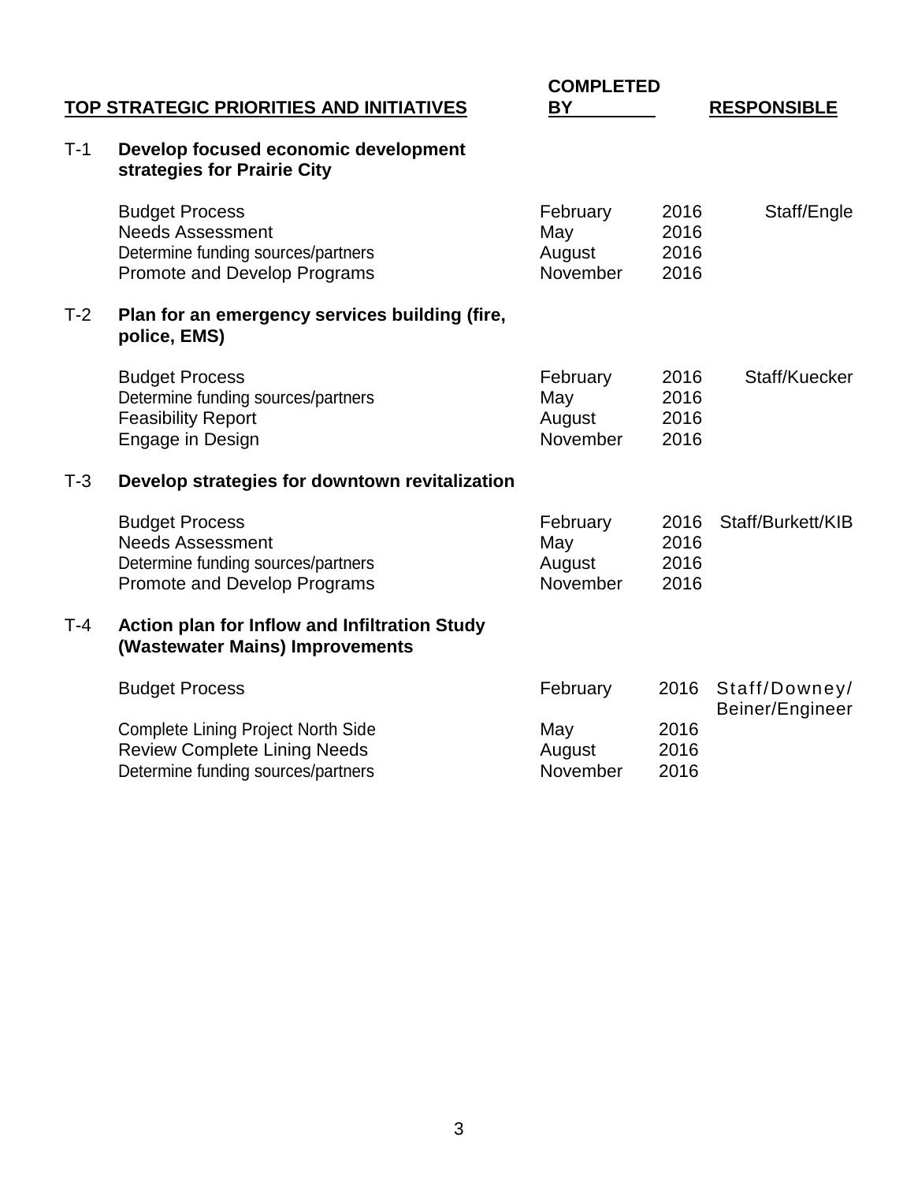| TOP STRATEGIC PRIORITIES AND INITIATIVES | | COMPLETED BY | | RESPONSIBLE |
|---|---|---|---|---|
| T-1 | **Develop focused economic development strategies for Prairie City** | | | |
| | Budget Process | February | 2016 | Staff/Engle |
| | Needs Assessment | May | 2016 | |
| | Determine funding sources/partners | August | 2016 | |
| | Promote and Develop Programs | November | 2016 | |
| T-2 | **Plan for an emergency services building (fire, police, EMS)** | | | |
| | Budget Process | February | 2016 | Staff/Kuecker |
| | Determine funding sources/partners | May | 2016 | |
| | Feasibility Report | August | 2016 | |
| | Engage in Design | November | 2016 | |
| T-3 | **Develop strategies for downtown revitalization** | | | |
| | Budget Process | February | 2016 | Staff/Burkett/KIB |
| | Needs Assessment | May | 2016 | |
| | Determine funding sources/partners | August | 2016 | |
| | Promote and Develop Programs | November | 2016 | |
| T-4 | **Action plan for Inflow and Infiltration Study (Wastewater Mains) Improvements** | | | |
| | Budget Process | February | 2016 | Staff/Downey/ Beiner/Engineer |
| | Complete Lining Project North Side | May | 2016 | |
| | Review Complete Lining Needs | August | 2016 | |
| | Determine funding sources/partners | November | 2016 | |